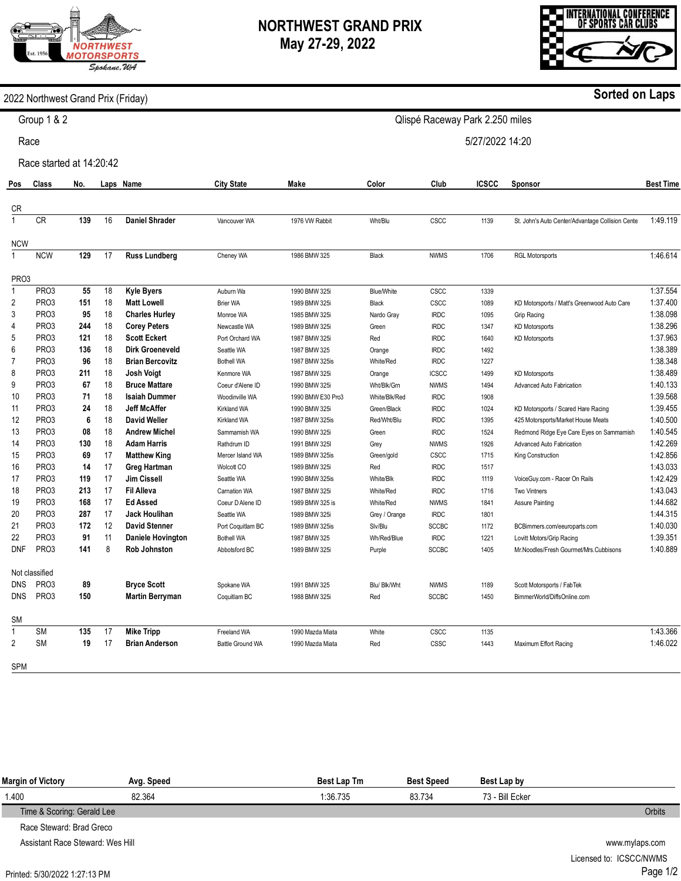# NORTHWEST GRAND PRIX
## May 27-29, 2022

**2022 Northwest Grand Prix (Friday)** — **Sorted on Laps**

Group 1 & 2 — Qlispé Raceway Park 2.250 miles

Race — 5/27/2022 14:20

Race started at 14:20:42

| Pos | Class | No. | Laps | Name | City State | Make | Color | Club | ICSCC | Sponsor | Best Time |
|---|---|---|---|---|---|---|---|---|---|---|---|
| **CR** | | | | | | | | | | | |
| 1 | CR | **139** | 16 | **Daniel Shrader** | Vancouver WA | 1976 VW Rabbit | Wht/Blu | CSCC | 1139 | St. John's Auto Center/Advantage Collision Cente | 1:49.119 |
| **NCW** | | | | | | | | | | | |
| 1 | NCW | **129** | 17 | **Russ Lundberg** | Cheney WA | 1986 BMW 325 | Black | NWMS | 1706 | RGL Motorsports | 1:46.614 |
| **PRO3** | | | | | | | | | | | |
| 1 | PRO3 | **55** | 18 | **Kyle Byers** | Auburn Wa | 1990 BMW 325i | Blue/White | CSCC | 1339 | | 1:37.554 |
| 2 | PRO3 | **151** | 18 | **Matt Lowell** | Brier WA | 1989 BMW 325i | Black | CSCC | 1089 | KD Motorsports / Matt's Greenwood Auto Care | 1:37.400 |
| 3 | PRO3 | **95** | 18 | **Charles Hurley** | Monroe WA | 1985 BMW 325i | Nardo Gray | IRDC | 1095 | Grip Racing | 1:38.098 |
| 4 | PRO3 | **244** | 18 | **Corey Peters** | Newcastle WA | 1989 BMW 325i | Green | IRDC | 1347 | KD Motorsports | 1:38.296 |
| 5 | PRO3 | **121** | 18 | **Scott Eckert** | Port Orchard WA | 1987 BMW 325i | Red | IRDC | 1640 | KD Motorsports | 1:37.963 |
| 6 | PRO3 | **136** | 18 | **Dirk Groeneveld** | Seattle WA | 1987 BMW 325 | Orange | IRDC | 1492 | | 1:38.389 |
| 7 | PRO3 | **96** | 18 | **Brian Bercovitz** | Bothell WA | 1987 BMW 325is | White/Red | IRDC | 1227 | | 1:38.348 |
| 8 | PRO3 | **211** | 18 | **Josh Voigt** | Kenmore WA | 1987 BMW 325i | Orange | ICSCC | 1499 | KD Motorsports | 1:38.489 |
| 9 | PRO3 | **67** | 18 | **Bruce Mattare** | Coeur d'Alene ID | 1990 BMW 325i | Wht/Blk/Grn | NWMS | 1494 | Advanced Auto Fabrication | 1:40.133 |
| 10 | PRO3 | **71** | 18 | **Isaiah Dummer** | Woodinville WA | 1990 BMW E30 Pro3 | White/Blk/Red | IRDC | 1908 | | 1:39.568 |
| 11 | PRO3 | **24** | 18 | **Jeff McAffer** | Kirkland WA | 1990 BMW 325i | Green/Black | IRDC | 1024 | KD Motorsports / Scared Hare Racing | 1:39.455 |
| 12 | PRO3 | **6** | 18 | **David Weller** | Kirkland WA | 1987 BMW 325is | Red/Wht/Blu | IRDC | 1395 | 425 Motorsports/Market House Meats | 1:40.500 |
| 13 | PRO3 | **08** | 18 | **Andrew Michel** | Sammamish WA | 1990 BMW 325i | Green | IRDC | 1524 | Redmond Ridge Eye Care Eyes on Sammamish | 1:40.545 |
| 14 | PRO3 | **130** | 18 | **Adam Harris** | Rathdrum ID | 1991 BMW 325I | Grey | NWMS | 1926 | Advanced Auto Fabrication | 1:42.269 |
| 15 | PRO3 | **69** | 17 | **Matthew King** | Mercer Island WA | 1989 BMW 325is | Green/gold | CSCC | 1715 | King Construction | 1:42.856 |
| 16 | PRO3 | **14** | 17 | **Greg Hartman** | Wolcott CO | 1989 BMW 325i | Red | IRDC | 1517 | | 1:43.033 |
| 17 | PRO3 | **119** | 17 | **Jim Cissell** | Seattle WA | 1990 BMW 325is | White/Blk | IRDC | 1119 | VoiceGuy.com - Racer On Rails | 1:42.429 |
| 18 | PRO3 | **213** | 17 | **Fil Alleva** | Carnation WA | 1987 BMW 325i | White/Red | IRDC | 1716 | Two Vintners | 1:43.043 |
| 19 | PRO3 | **168** | 17 | **Ed Assed** | Coeur D Alene ID | 1989 BMW 325 is | White/Red | NWMS | 1841 | Assure Painting | 1:44.682 |
| 20 | PRO3 | **287** | 17 | **Jack Houlihan** | Seattle WA | 1989 BMW 325i | Grey / Orange | IRDC | 1801 | | 1:44.315 |
| 21 | PRO3 | **172** | 12 | **David Stenner** | Port Coquitlam BC | 1989 BMW 325is | Slv/Blu | SCCBC | 1172 | BCBimmers.com/eeuroparts.com | 1:40.030 |
| 22 | PRO3 | **91** | 11 | **Daniele Hovington** | Bothell WA | 1987 BMW 325 | Wh/Red/Blue | IRDC | 1221 | Lovitt Motors/Grip Racing | 1:39.351 |
| DNF | PRO3 | **141** | 8 | **Rob Johnston** | Abbotsford BC | 1989 BMW 325i | Purple | SCCBC | 1405 | Mr.Noodles/Fresh Gourmet/Mrs.Cubbisons | 1:40.889 |
| **Not classified** | | | | | | | | | | | |
| DNS | PRO3 | **89** | | **Bryce Scott** | Spokane WA | 1991 BMW 325 | Blu/ Blk/Wht | NWMS | 1189 | Scott Motorsports / FabTek | |
| DNS | PRO3 | **150** | | **Martin Berryman** | Coquitlam BC | 1988 BMW 325i | Red | SCCBC | 1450 | BimmerWorld/DiffsOnline.com | |
| **SM** | | | | | | | | | | | |
| 1 | SM | **135** | 17 | **Mike Tripp** | Freeland WA | 1990 Mazda Miata | White | CSCC | 1135 | | 1:43.366 |
| 2 | SM | **19** | 17 | **Brian Anderson** | Battle Ground WA | 1990 Mazda Miata | Red | CSSC | 1443 | Maximum Effort Racing | 1:46.022 |
| **SPM** | | | | | | | | | | | |

| Margin of Victory | Avg. Speed | Best Lap Tm | Best Speed | Best Lap by |
|---|---|---|---|---|
| 1.400 | 82.364 | 1:36.735 | 83.734 | 73 - Bill Ecker |

Time & Scoring: Gerald Lee — Orbits

Race Steward: Brad Greco

Assistant Race Steward: Wes Hill

www.mylaps.com

Licensed to: ICSCC/NWMS

Printed: 5/30/2022 1:27:13 PM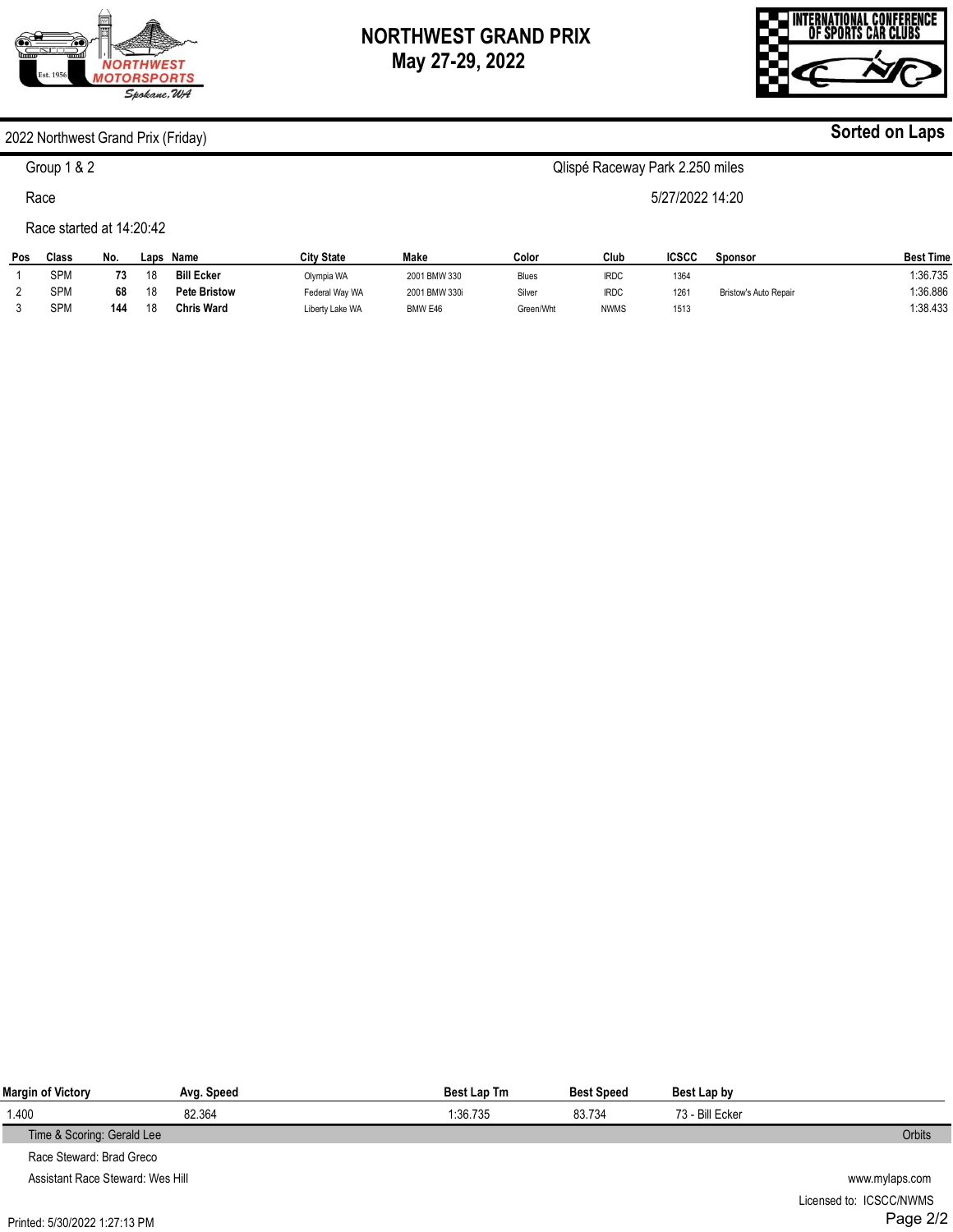# NORTHWEST GRAND PRIX
## May 27-29, 2022

INTERNATIONAL CONFERENCE OF SPORTS CAR CLUBS

NORTHWEST MOTORSPORTS Est. 1956 Spokane, WA

2022 Northwest Grand Prix (Friday) — **Sorted on Laps**

Group 1 & 2 — Qlispé Raceway Park 2.250 miles

Race — 5/27/2022 14:20

Race started at 14:20:42

| Pos | Class | No. | Laps | Name | City State | Make | Color | Club | ICSCC | Sponsor | Best Time |
|---|---|---|---|---|---|---|---|---|---|---|---|
| 1 | SPM | **73** | 18 | **Bill Ecker** | Olympia WA | 2001 BMW 330 | Blues | IRDC | 1364 | | 1:36.735 |
| 2 | SPM | **68** | 18 | **Pete Bristow** | Federal Way WA | 2001 BMW 330i | Silver | IRDC | 1261 | Bristow's Auto Repair | 1:36.886 |
| 3 | SPM | **144** | 18 | **Chris Ward** | Liberty Lake WA | BMW E46 | Green/Wht | NWMS | 1513 | | 1:38.433 |

| Margin of Victory | Avg. Speed | Best Lap Tm | Best Speed | Best Lap by |
|---|---|---|---|---|
| 1.400 | 82.364 | 1:36.735 | 83.734 | 73 - Bill Ecker |

Time & Scoring: Gerald Lee — Orbits

Race Steward: Brad Greco

Assistant Race Steward: Wes Hill

www.mylaps.com

Licensed to: ICSCC/NWMS

Printed: 5/30/2022 1:27:13 PM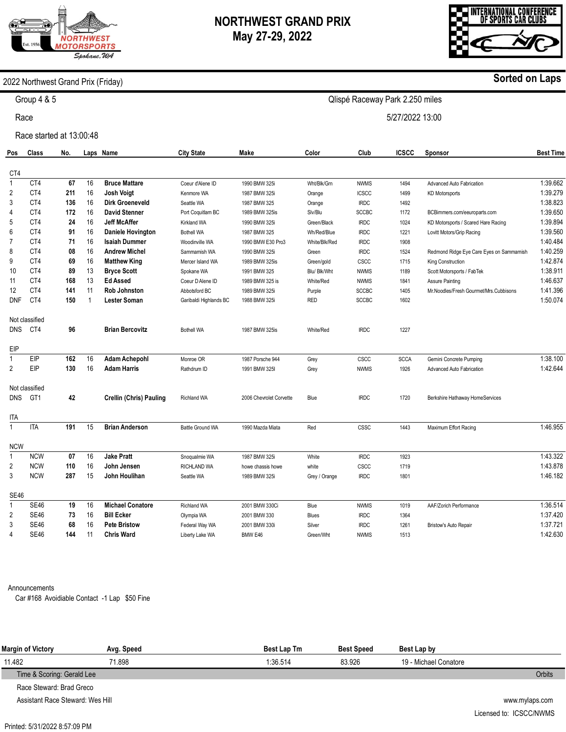# NORTHWEST GRAND PRIX
## May 27-29, 2022

**2022 Northwest Grand Prix (Friday)** — **Sorted on Laps**

Group 4 & 5 — Qlispé Raceway Park 2.250 miles

Race — 5/27/2022 13:00

Race started at 13:00:48

| Pos | Class | No. | Laps | Name | City State | Make | Color | Club | ICSCC | Sponsor | Best Time |
|---|---|---|---|---|---|---|---|---|---|---|---|
| **CT4** | | | | | | | | | | | |
| 1 | CT4 | **67** | 16 | **Bruce Mattare** | Coeur d'Alene ID | 1990 BMW 325i | Wht/Blk/Grn | NWMS | 1494 | Advanced Auto Fabrication | 1:39.662 |
| 2 | CT4 | **211** | 16 | **Josh Voigt** | Kenmore WA | 1987 BMW 325i | Orange | ICSCC | 1499 | KD Motorsports | 1:39.279 |
| 3 | CT4 | **136** | 16 | **Dirk Groeneveld** | Seattle WA | 1987 BMW 325 | Orange | IRDC | 1492 | | 1:38.823 |
| 4 | CT4 | **172** | 16 | **David Stenner** | Port Coquitlam BC | 1989 BMW 325is | Slv/Blu | SCCBC | 1172 | BCBimmers.com/eeuroparts.com | 1:39.650 |
| 5 | CT4 | **24** | 16 | **Jeff McAffer** | Kirkland WA | 1990 BMW 325i | Green/Black | IRDC | 1024 | KD Motorsports / Scared Hare Racing | 1:39.894 |
| 6 | CT4 | **91** | 16 | **Daniele Hovington** | Bothell WA | 1987 BMW 325 | Wh/Red/Blue | IRDC | 1221 | Lovitt Motors/Grip Racing | 1:39.560 |
| 7 | CT4 | **71** | 16 | **Isaiah Dummer** | Woodinville WA | 1990 BMW E30 Pro3 | White/Blk/Red | IRDC | 1908 | | 1:40.484 |
| 8 | CT4 | **08** | 16 | **Andrew Michel** | Sammamish WA | 1990 BMW 325i | Green | IRDC | 1524 | Redmond Ridge Eye Care Eyes on Sammamish | 1:40.259 |
| 9 | CT4 | **69** | 16 | **Matthew King** | Mercer Island WA | 1989 BMW 325is | Green/gold | CSCC | 1715 | King Construction | 1:42.874 |
| 10 | CT4 | **89** | 13 | **Bryce Scott** | Spokane WA | 1991 BMW 325 | Blu/ Blk/Wht | NWMS | 1189 | Scott Motorsports / FabTek | 1:38.911 |
| 11 | CT4 | **168** | 13 | **Ed Assed** | Coeur D Alene ID | 1989 BMW 325 is | White/Red | NWMS | 1841 | Assure Painting | 1:46.637 |
| 12 | CT4 | **141** | 11 | **Rob Johnston** | Abbotsford BC | 1989 BMW 325i | Purple | SCCBC | 1405 | Mr.Noodles/Fresh Gourmet/Mrs.Cubbisons | 1:41.396 |
| DNF | CT4 | **150** | 1 | **Lester Soman** | Garibaldi Highlands BC | 1988 BMW 325i | RED | SCCBC | 1602 | | 1:50.074 |
| Not classified | | | | | | | | | | | |
| DNS | CT4 | **96** | | **Brian Bercovitz** | Bothell WA | 1987 BMW 325is | White/Red | IRDC | 1227 | | |
| **EIP** | | | | | | | | | | | |
| 1 | EIP | **162** | 16 | **Adam Achepohl** | Monroe OR | 1987 Porsche 944 | Grey | CSCC | SCCA | Gemini Concrete Pumping | 1:38.100 |
| 2 | EIP | **130** | 16 | **Adam Harris** | Rathdrum ID | 1991 BMW 325I | Grey | NWMS | 1926 | Advanced Auto Fabrication | 1:42.644 |
| Not classified | | | | | | | | | | | |
| DNS | GT1 | **42** | | **Crellin (Chris) Pauling** | Richland WA | 2006 Chevrolet Corvette | Blue | IRDC | 1720 | Berkshire Hathaway HomeServices | |
| **ITA** | | | | | | | | | | | |
| 1 | ITA | **191** | 15 | **Brian Anderson** | Battle Ground WA | 1990 Mazda Miata | Red | CSSC | 1443 | Maximum Effort Racing | 1:46.955 |
| **NCW** | | | | | | | | | | | |
| 1 | NCW | **07** | 16 | **Jake Pratt** | Snoqualmie WA | 1987 BMW 325i | White | IRDC | 1923 | | 1:43.322 |
| 2 | NCW | **110** | 16 | **John Jensen** | RICHLAND WA | howe chassis howe | white | CSCC | 1719 | | 1:43.878 |
| 3 | NCW | **287** | 15 | **John Houlihan** | Seattle WA | 1989 BMW 325i | Grey / Orange | IRDC | 1801 | | 1:46.182 |
| **SE46** | | | | | | | | | | | |
| 1 | SE46 | **19** | 16 | **Michael Conatore** | Richland WA | 2001 BMW 330Ci | Blue | NWMS | 1019 | AAF/Zorich Performance | 1:36.514 |
| 2 | SE46 | **73** | 16 | **Bill Ecker** | Olympia WA | 2001 BMW 330 | Blues | IRDC | 1364 | | 1:37.420 |
| 3 | SE46 | **68** | 16 | **Pete Bristow** | Federal Way WA | 2001 BMW 330i | Silver | IRDC | 1261 | Bristow's Auto Repair | 1:37.721 |
| 4 | SE46 | **144** | 11 | **Chris Ward** | Liberty Lake WA | BMW E46 | Green/Wht | NWMS | 1513 | | 1:42.630 |

Announcements

Car #168 Avoidiable Contact -1 Lap $50 Fine

| Margin of Victory | Avg. Speed | Best Lap Tm | Best Speed | Best Lap by |
|---|---|---|---|---|
| 11.482 | 71.898 | 1:36.514 | 83.926 | 19 - Michael Conatore |

Time & Scoring: Gerald Lee — Orbits

Race Steward: Brad Greco

Assistant Race Steward: Wes Hill

www.mylaps.com

Licensed to: ICSCC/NWMS

Printed: 5/31/2022 8:57:09 PM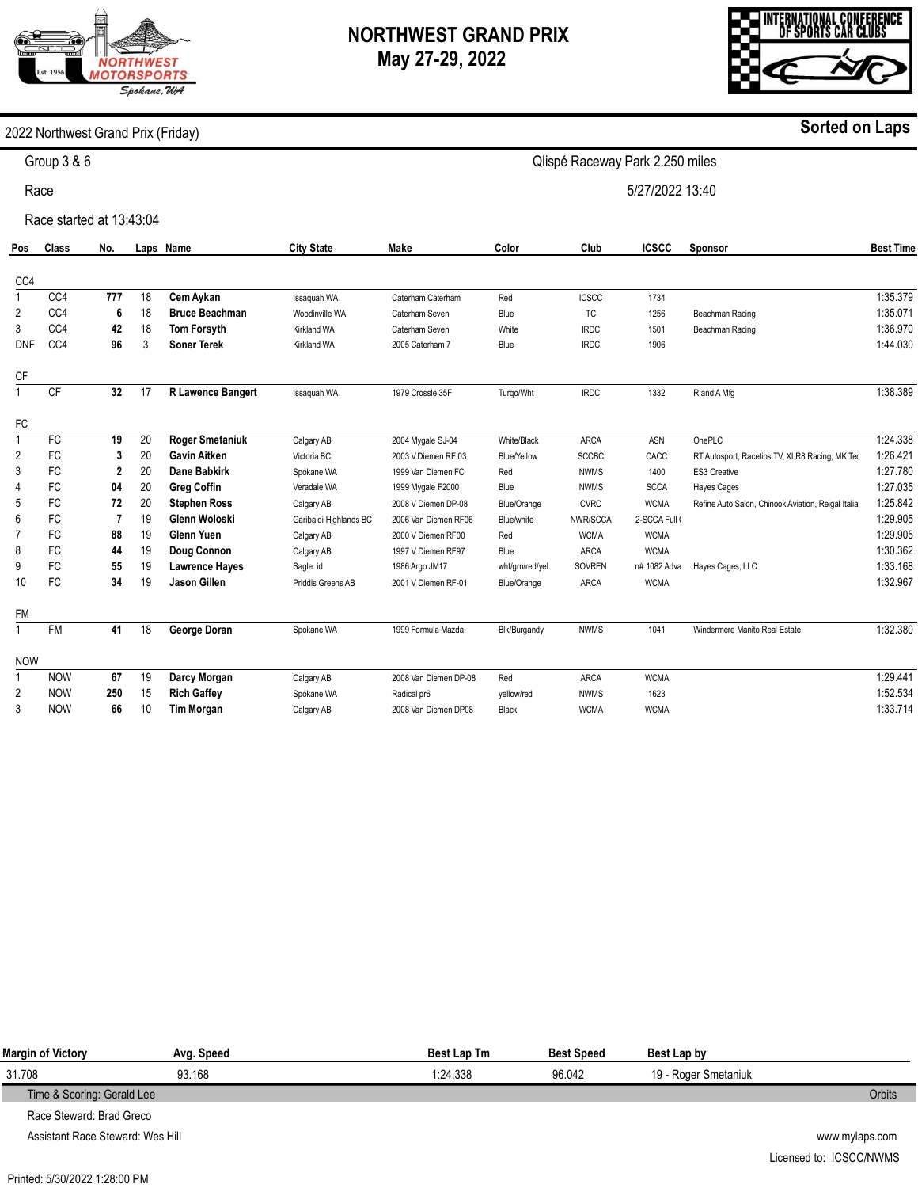# NORTHWEST GRAND PRIX
## May 27-29, 2022

NORTHWEST MOTORSPORTS Est. 1956 Spokane, WA

INTERNATIONAL CONFERENCE OF SPORTS CAR CLUBS

2022 Northwest Grand Prix (Friday) — **Sorted on Laps**

Group 3 & 6 — Qlispé Raceway Park 2.250 miles

Race — 5/27/2022 13:40

Race started at 13:43:04

| Pos | Class | No. | Laps | Name | City State | Make | Color | Club | ICSCC | Sponsor | Best Time |
|---|---|---|---|---|---|---|---|---|---|---|---|
| **CC4** | | | | | | | | | | | |
| 1 | CC4 | **777** | 18 | **Cem Aykan** | Issaquah WA | Caterham Caterham | Red | ICSCC | 1734 | | 1:35.379 |
| 2 | CC4 | **6** | 18 | **Bruce Beachman** | Woodinville WA | Caterham Seven | Blue | TC | 1256 | Beachman Racing | 1:35.071 |
| 3 | CC4 | **42** | 18 | **Tom Forsyth** | Kirkland WA | Caterham Seven | White | IRDC | 1501 | Beachman Racing | 1:36.970 |
| DNF | CC4 | **96** | 3 | **Soner Terek** | Kirkland WA | 2005 Caterham 7 | Blue | IRDC | 1906 | | 1:44.030 |
| **CF** | | | | | | | | | | | |
| 1 | CF | **32** | 17 | **R Lawence Bangert** | Issaquah WA | 1979 Crossle 35F | Turqo/Wht | IRDC | 1332 | R and A Mfg | 1:38.389 |
| **FC** | | | | | | | | | | | |
| 1 | FC | **19** | 20 | **Roger Smetaniuk** | Calgary AB | 2004 Mygale SJ-04 | White/Black | ARCA | ASN | OnePLC | 1:24.338 |
| 2 | FC | **3** | 20 | **Gavin Aitken** | Victoria BC | 2003 V.Diemen RF 03 | Blue/Yellow | SCCBC | CACC | RT Autosport, Racetips.TV, XLR8 Racing, MK Tec | 1:26.421 |
| 3 | FC | **2** | 20 | **Dane Babkirk** | Spokane WA | 1999 Van Diemen FC | Red | NWMS | 1400 | ES3 Creative | 1:27.780 |
| 4 | FC | **04** | 20 | **Greg Coffin** | Veradale WA | 1999 Mygale F2000 | Blue | NWMS | SCCA | Hayes Cages | 1:27.035 |
| 5 | FC | **72** | 20 | **Stephen Ross** | Calgary AB | 2008 V Diemen DP-08 | Blue/Orange | CVRC | WCMA | Refine Auto Salon, Chinook Aviation, Reigal Italia, | 1:25.842 |
| 6 | FC | **7** | 19 | **Glenn Woloski** | Garibaldi Highlands BC | 2006 Van Diemen RF06 | Blue/white | NWR/SCCA | 2-SCCA Full ( | | 1:29.905 |
| 7 | FC | **88** | 19 | **Glenn Yuen** | Calgary AB | 2000 V Diemen RF00 | Red | WCMA | WCMA | | 1:29.905 |
| 8 | FC | **44** | 19 | **Doug Connon** | Calgary AB | 1997 V Diemen RF97 | Blue | ARCA | WCMA | | 1:30.362 |
| 9 | FC | **55** | 19 | **Lawrence Hayes** | Sagle id | 1986 Argo JM17 | wht/grn/red/yel | SOVREN | n# 1082 Adva | Hayes Cages, LLC | 1:33.168 |
| 10 | FC | **34** | 19 | **Jason Gillen** | Priddis Greens AB | 2001 V Diemen RF-01 | Blue/Orange | ARCA | WCMA | | 1:32.967 |
| **FM** | | | | | | | | | | | |
| 1 | FM | **41** | 18 | **George Doran** | Spokane WA | 1999 Formula Mazda | Blk/Burgandy | NWMS | 1041 | Windermere Manito Real Estate | 1:32.380 |
| **NOW** | | | | | | | | | | | |
| 1 | NOW | **67** | 19 | **Darcy Morgan** | Calgary AB | 2008 Van Diemen DP-08 | Red | ARCA | WCMA | | 1:29.441 |
| 2 | NOW | **250** | 15 | **Rich Gaffey** | Spokane WA | Radical pr6 | yellow/red | NWMS | 1623 | | 1:52.534 |
| 3 | NOW | **66** | 10 | **Tim Morgan** | Calgary AB | 2008 Van Diemen DP08 | Black | WCMA | WCMA | | 1:33.714 |

| Margin of Victory | Avg. Speed | Best Lap Tm | Best Speed | Best Lap by |
|---|---|---|---|---|
| 31.708 | 93.168 | 1:24.338 | 96.042 | 19 - Roger Smetaniuk |

Time & Scoring: Gerald Lee — Orbits

Race Steward: Brad Greco

Assistant Race Steward: Wes Hill

www.mylaps.com

Licensed to: ICSCC/NWMS

Printed: 5/30/2022 1:28:00 PM